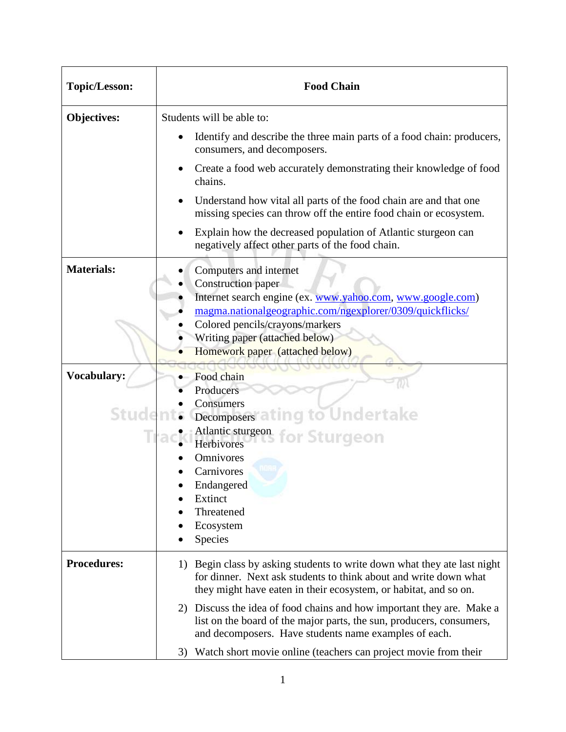| Topic/Lesson: | Food Chain |
|---|---|
| **Objectives:** | Students will be able to:<br>• Identify and describe the three main parts of a food chain: producers, consumers, and decomposers.<br>• Create a food web accurately demonstrating their knowledge of food chains.<br>• Understand how vital all parts of the food chain are and that one missing species can throw off the entire food chain or ecosystem.<br>• Explain how the decreased population of Atlantic sturgeon can negatively affect other parts of the food chain. |
| **Materials:** | • Computers and internet<br>• Construction paper<br>• Internet search engine (ex. www.yahoo.com, www.google.com)<br>• magma.nationalgeographic.com/ngexplorer/0309/quickflicks/<br>• Colored pencils/crayons/markers<br>• Writing paper (attached below)<br>• Homework paper (attached below) |
| **Vocabulary:** | • Food chain<br>• Producers<br>• Consumers<br>• Decomposers<br>• Atlantic sturgeon<br>• Herbivores<br>• Omnivores<br>• Carnivores<br>• Endangered<br>• Extinct<br>• Threatened<br>• Ecosystem<br>• Species |
| **Procedures:** | 1) Begin class by asking students to write down what they ate last night for dinner. Next ask students to think about and write down what they might have eaten in their ecosystem, or habitat, and so on.<br>2) Discuss the idea of food chains and how important they are. Make a list on the board of the major parts, the sun, producers, consumers, and decomposers. Have students name examples of each.<br>3) Watch short movie online (teachers can project movie from their |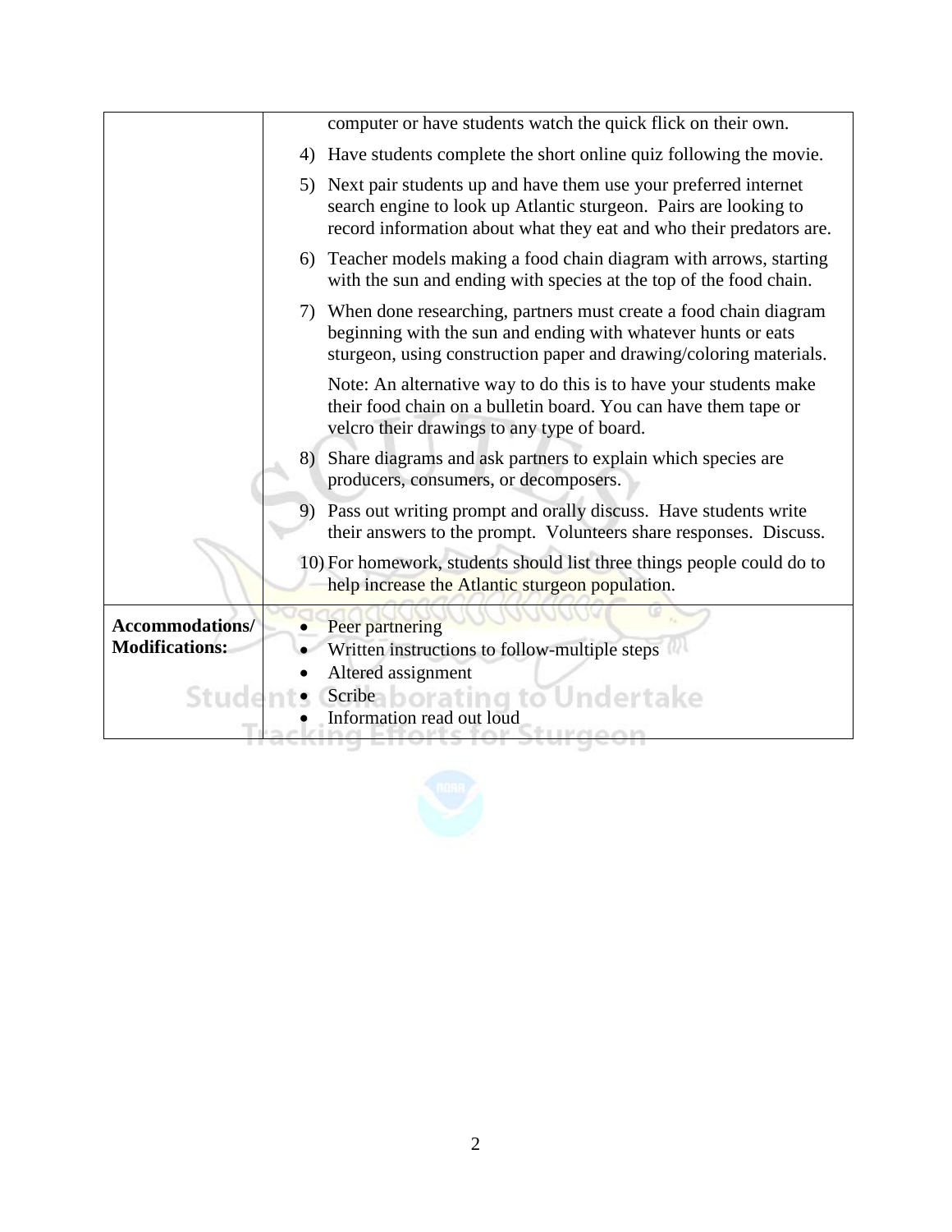| | |
|---|---|
| | computer or have students watch the quick flick on their own.<br>4) Have students complete the short online quiz following the movie.<br>5) Next pair students up and have them use your preferred internet search engine to look up Atlantic sturgeon. Pairs are looking to record information about what they eat and who their predators are.<br>6) Teacher models making a food chain diagram with arrows, starting with the sun and ending with species at the top of the food chain.<br>7) When done researching, partners must create a food chain diagram beginning with the sun and ending with whatever hunts or eats sturgeon, using construction paper and drawing/coloring materials.<br>Note: An alternative way to do this is to have your students make their food chain on a bulletin board. You can have them tape or velcro their drawings to any type of board.<br>8) Share diagrams and ask partners to explain which species are producers, consumers, or decomposers.<br>9) Pass out writing prompt and orally discuss. Have students write their answers to the prompt. Volunteers share responses. Discuss.<br>10) For homework, students should list three things people could do to help increase the Atlantic sturgeon population. |
| **Accommodations/ Modifications:** | • Peer partnering<br>• Written instructions to follow-multiple steps<br>• Altered assignment<br>• Scribe<br>• Information read out loud |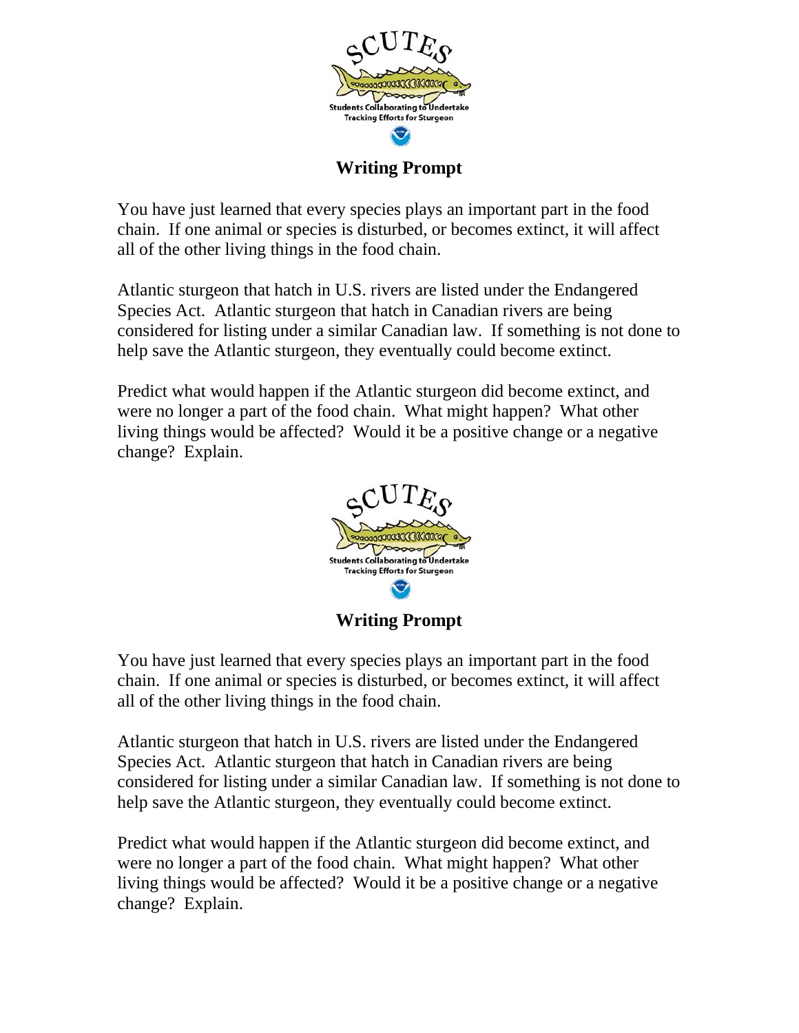SCUTES

Students Collaborating to Undertake Tracking Efforts for Sturgeon

## Writing Prompt

You have just learned that every species plays an important part in the food chain. If one animal or species is disturbed, or becomes extinct, it will affect all of the other living things in the food chain.

Atlantic sturgeon that hatch in U.S. rivers are listed under the Endangered Species Act. Atlantic sturgeon that hatch in Canadian rivers are being considered for listing under a similar Canadian law. If something is not done to help save the Atlantic sturgeon, they eventually could become extinct.

Predict what would happen if the Atlantic sturgeon did become extinct, and were no longer a part of the food chain. What might happen? What other living things would be affected? Would it be a positive change or a negative change? Explain.

SCUTES

Students Collaborating to Undertake Tracking Efforts for Sturgeon

## Writing Prompt

You have just learned that every species plays an important part in the food chain. If one animal or species is disturbed, or becomes extinct, it will affect all of the other living things in the food chain.

Atlantic sturgeon that hatch in U.S. rivers are listed under the Endangered Species Act. Atlantic sturgeon that hatch in Canadian rivers are being considered for listing under a similar Canadian law. If something is not done to help save the Atlantic sturgeon, they eventually could become extinct.

Predict what would happen if the Atlantic sturgeon did become extinct, and were no longer a part of the food chain. What might happen? What other living things would be affected? Would it be a positive change or a negative change? Explain.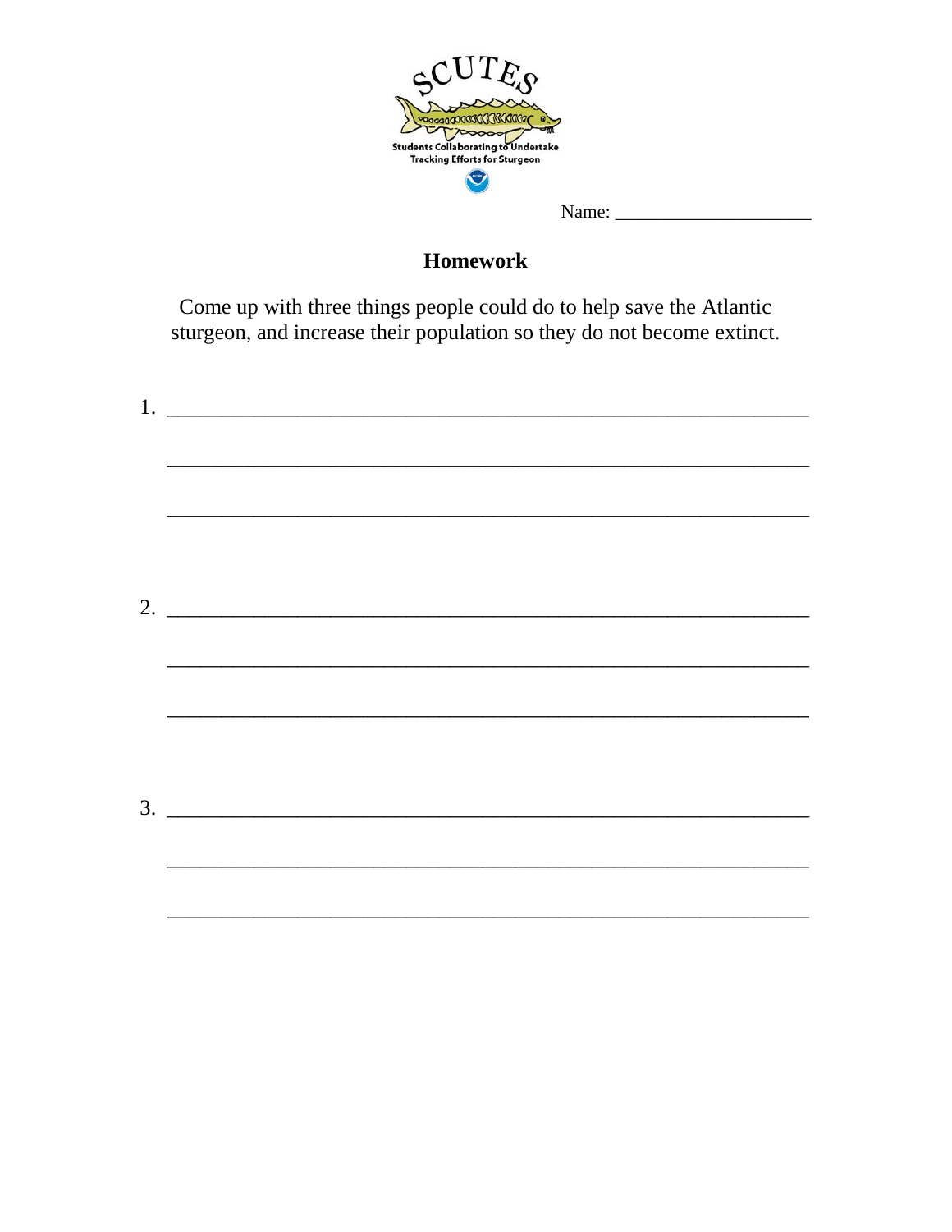SCUTES

Students Collaborating to Undertake Tracking Efforts for Sturgeon

Name: ____________________

## Homework

Come up with three things people could do to help save the Atlantic sturgeon, and increase their population so they do not become extinct.

1. ____________________________________________________________

____________________________________________________________

____________________________________________________________

2. ____________________________________________________________

____________________________________________________________

____________________________________________________________

3. ____________________________________________________________

____________________________________________________________

____________________________________________________________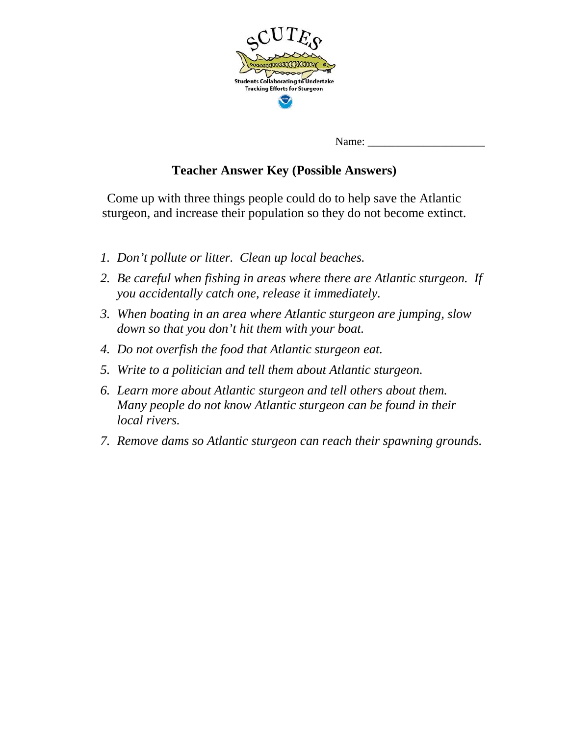SCUTES

Students Collaborating to Undertake Tracking Efforts for Sturgeon

Name: ____________________

## Teacher Answer Key (Possible Answers)

Come up with three things people could do to help save the Atlantic sturgeon, and increase their population so they do not become extinct.

1. *Don't pollute or litter. Clean up local beaches.*
2. *Be careful when fishing in areas where there are Atlantic sturgeon. If you accidentally catch one, release it immediately.*
3. *When boating in an area where Atlantic sturgeon are jumping, slow down so that you don't hit them with your boat.*
4. *Do not overfish the food that Atlantic sturgeon eat.*
5. *Write to a politician and tell them about Atlantic sturgeon.*
6. *Learn more about Atlantic sturgeon and tell others about them. Many people do not know Atlantic sturgeon can be found in their local rivers.*
7. *Remove dams so Atlantic sturgeon can reach their spawning grounds.*